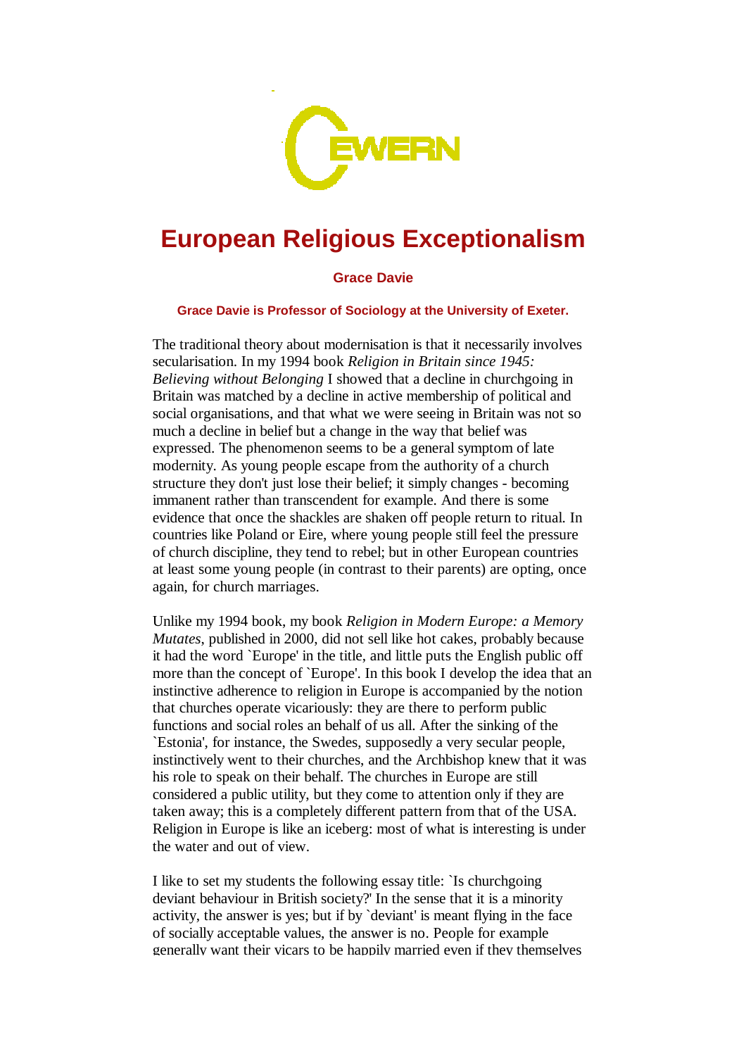# European Religious Exceptionalism

**Grace Davie**

**Grace Davie is Professor of Sociology at the University of Exeter.**

The traditional theory about modernisation is that it necessarily involves secularisation. In my 1994 book *Religion in Britain since 1945: Believing without Belonging* I showed that a decline in churchgoing in Britain was matched by a decline in active membership of political and social organisations, and that what we were seeing in Britain was not so much a decline in belief but a change in the way that belief was expressed. The phenomenon seems to be a general symptom of late modernity. As young people escape from the authority of a church structure they don't just lose their belief; it simply changes - becoming immanent rather than transcendent for example. And there is some evidence that once the shackles are shaken off people return to ritual. In countries like Poland or Eire, where young people still feel the pressure of church discipline, they tend to rebel; but in other European countries at least some young people (in contrast to their parents) are opting, once again, for church marriages.

Unlike my 1994 book, my book *Religion in Modern Europe: a Memory Mutates*, published in 2000, did not sell like hot cakes, probably because it had the word `Europe' in the title, and little puts the English public off more than the concept of `Europe'. In this book I develop the idea that an instinctive adherence to religion in Europe is accompanied by the notion that churches operate vicariously: they are there to perform public functions and social roles an behalf of us all. After the sinking of the `Estonia', for instance, the Swedes, supposedly a very secular people, instinctively went to their churches, and the Archbishop knew that it was his role to speak on their behalf. The churches in Europe are still considered a public utility, but they come to attention only if they are taken away; this is a completely different pattern from that of the USA. Religion in Europe is like an iceberg: most of what is interesting is under the water and out of view.

I like to set my students the following essay title: `Is churchgoing deviant behaviour in British society?' In the sense that it is a minority activity, the answer is yes; but if by `deviant' is meant flying in the face of socially acceptable values, the answer is no. People for example generally want their vicars to be happily married even if they themselves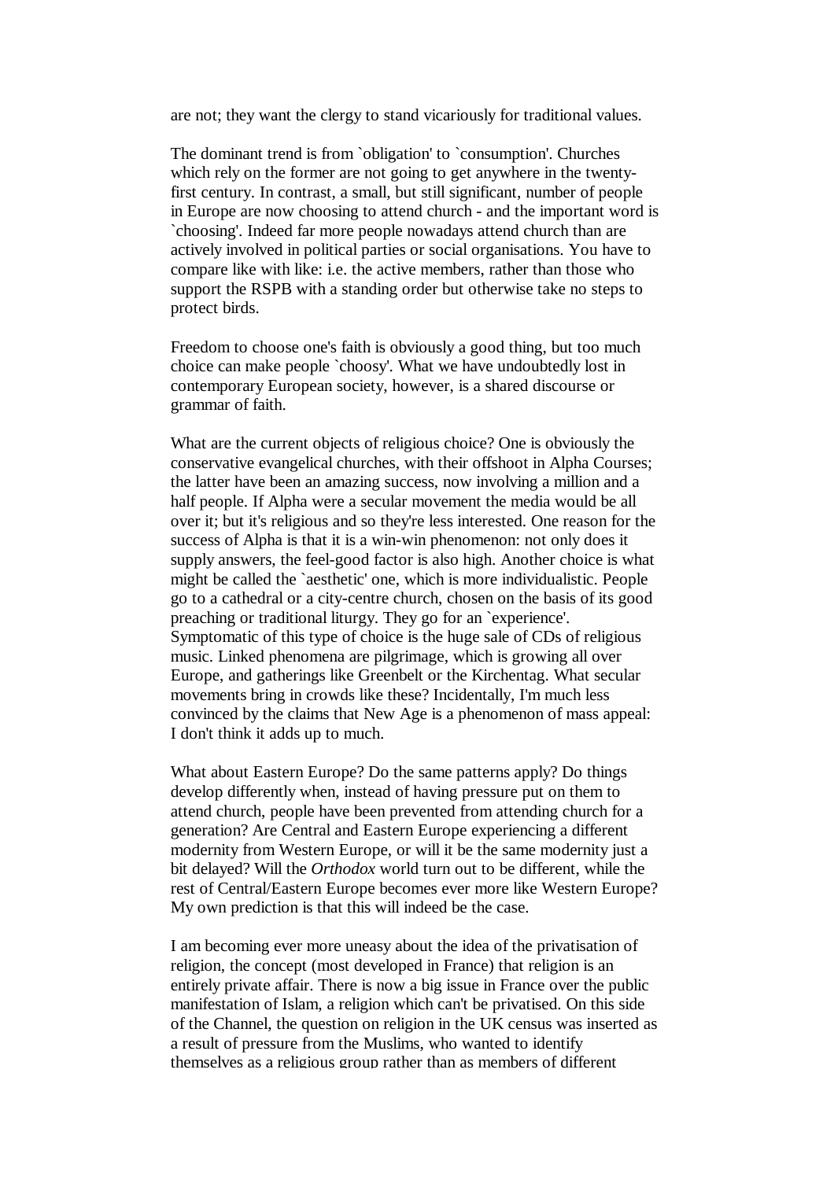are not; they want the clergy to stand vicariously for traditional values.

The dominant trend is from `obligation' to `consumption'. Churches which rely on the former are not going to get anywhere in the twenty-first century. In contrast, a small, but still significant, number of people in Europe are now choosing to attend church - and the important word is `choosing'. Indeed far more people nowadays attend church than are actively involved in political parties or social organisations. You have to compare like with like: i.e. the active members, rather than those who support the RSPB with a standing order but otherwise take no steps to protect birds.

Freedom to choose one's faith is obviously a good thing, but too much choice can make people `choosy'. What we have undoubtedly lost in contemporary European society, however, is a shared discourse or grammar of faith.

What are the current objects of religious choice? One is obviously the conservative evangelical churches, with their offshoot in Alpha Courses; the latter have been an amazing success, now involving a million and a half people. If Alpha were a secular movement the media would be all over it; but it's religious and so they're less interested. One reason for the success of Alpha is that it is a win-win phenomenon: not only does it supply answers, the feel-good factor is also high. Another choice is what might be called the `aesthetic' one, which is more individualistic. People go to a cathedral or a city-centre church, chosen on the basis of its good preaching or traditional liturgy. They go for an `experience'. Symptomatic of this type of choice is the huge sale of CDs of religious music. Linked phenomena are pilgrimage, which is growing all over Europe, and gatherings like Greenbelt or the Kirchentag. What secular movements bring in crowds like these? Incidentally, I'm much less convinced by the claims that New Age is a phenomenon of mass appeal: I don't think it adds up to much.

What about Eastern Europe? Do the same patterns apply? Do things develop differently when, instead of having pressure put on them to attend church, people have been prevented from attending church for a generation? Are Central and Eastern Europe experiencing a different modernity from Western Europe, or will it be the same modernity just a bit delayed? Will the *Orthodox* world turn out to be different, while the rest of Central/Eastern Europe becomes ever more like Western Europe? My own prediction is that this will indeed be the case.

I am becoming ever more uneasy about the idea of the privatisation of religion, the concept (most developed in France) that religion is an entirely private affair. There is now a big issue in France over the public manifestation of Islam, a religion which can't be privatised. On this side of the Channel, the question on religion in the UK census was inserted as a result of pressure from the Muslims, who wanted to identify themselves as a religious group rather than as members of different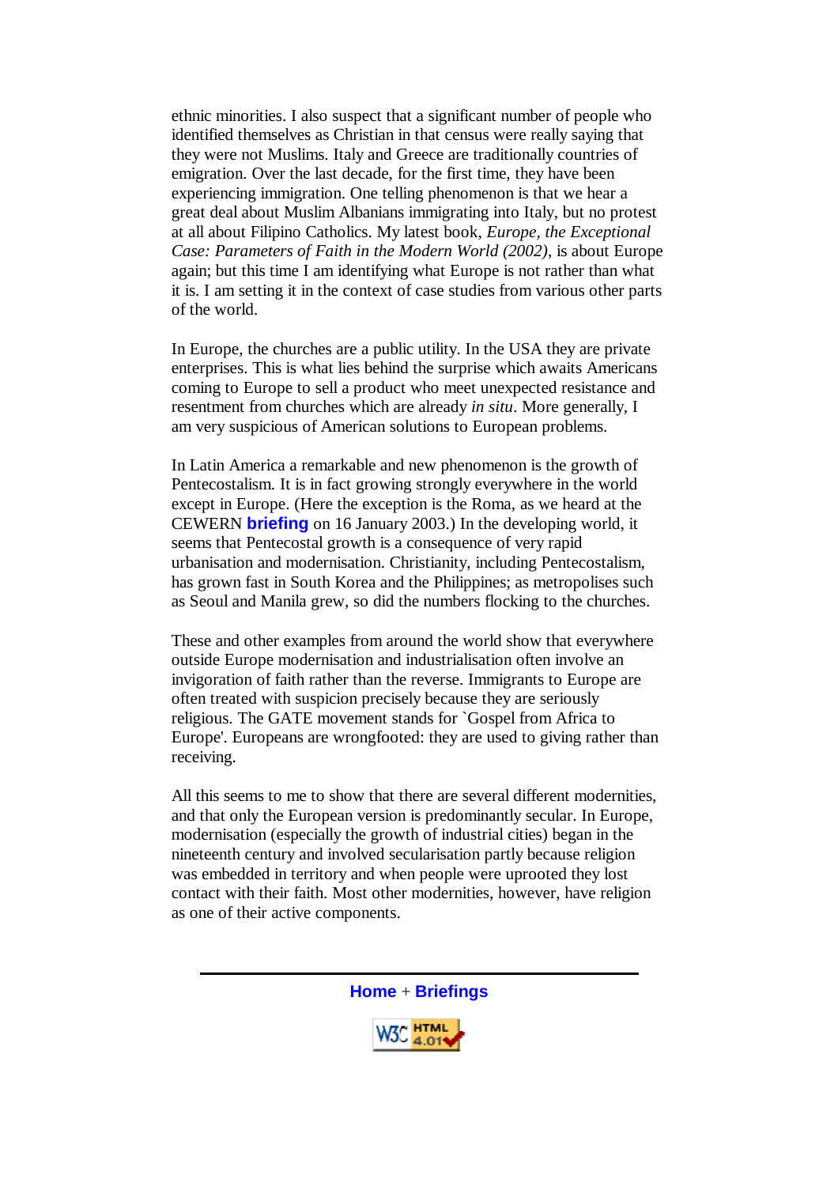ethnic minorities. I also suspect that a significant number of people who identified themselves as Christian in that census were really saying that they were not Muslims. Italy and Greece are traditionally countries of emigration. Over the last decade, for the first time, they have been experiencing immigration. One telling phenomenon is that we hear a great deal about Muslim Albanians immigrating into Italy, but no protest at all about Filipino Catholics. My latest book, *Europe, the Exceptional Case: Parameters of Faith in the Modern World (2002)*, is about Europe again; but this time I am identifying what Europe is not rather than what it is. I am setting it in the context of case studies from various other parts of the world.

In Europe, the churches are a public utility. In the USA they are private enterprises. This is what lies behind the surprise which awaits Americans coming to Europe to sell a product who meet unexpected resistance and resentment from churches which are already *in situ*. More generally, I am very suspicious of American solutions to European problems.

In Latin America a remarkable and new phenomenon is the growth of Pentecostalism. It is in fact growing strongly everywhere in the world except in Europe. (Here the exception is the Roma, as we heard at the CEWERN **briefing** on 16 January 2003.) In the developing world, it seems that Pentecostal growth is a consequence of very rapid urbanisation and modernisation. Christianity, including Pentecostalism, has grown fast in South Korea and the Philippines; as metropolises such as Seoul and Manila grew, so did the numbers flocking to the churches.

These and other examples from around the world show that everywhere outside Europe modernisation and industrialisation often involve an invigoration of faith rather than the reverse. Immigrants to Europe are often treated with suspicion precisely because they are seriously religious. The GATE movement stands for `Gospel from Africa to Europe'. Europeans are wrongfooted: they are used to giving rather than receiving.

All this seems to me to show that there are several different modernities, and that only the European version is predominantly secular. In Europe, modernisation (especially the growth of industrial cities) began in the nineteenth century and involved secularisation partly because religion was embedded in territory and when people were uprooted they lost contact with their faith. Most other modernities, however, have religion as one of their active components.

---

**Home** + **Briefings**